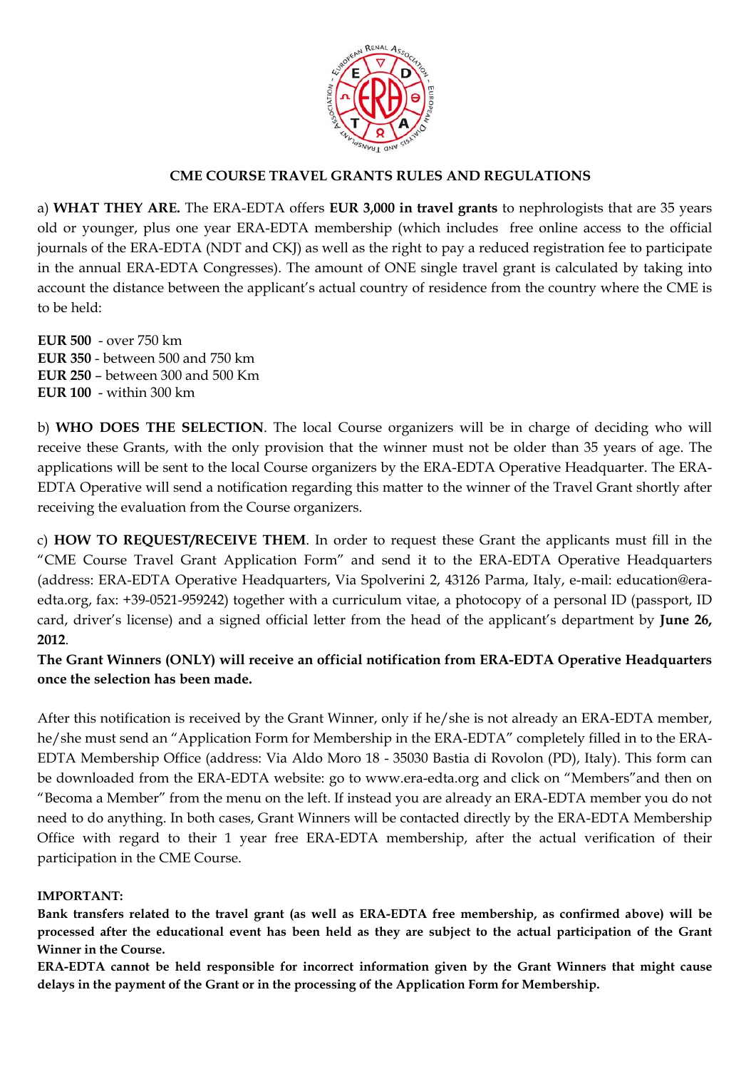## CME COURSE TRAVEL GRANTS RULES AND REGULATIONS

a) **WHAT THEY ARE.** The ERA-EDTA offers **EUR 3,000 in travel grants** to nephrologists that are 35 years old or younger, plus one year ERA-EDTA membership (which includes free online access to the official journals of the ERA-EDTA (NDT and CKJ) as well as the right to pay a reduced registration fee to participate in the annual ERA-EDTA Congresses). The amount of ONE single travel grant is calculated by taking into account the distance between the applicant's actual country of residence from the country where the CME is to be held:

**EUR 500** - over 750 km
**EUR 350** - between 500 and 750 km
**EUR 250** – between 300 and 500 Km
**EUR 100** - within 300 km

b) **WHO DOES THE SELECTION**. The local Course organizers will be in charge of deciding who will receive these Grants, with the only provision that the winner must not be older than 35 years of age. The applications will be sent to the local Course organizers by the ERA-EDTA Operative Headquarter. The ERA-EDTA Operative will send a notification regarding this matter to the winner of the Travel Grant shortly after receiving the evaluation from the Course organizers.

c) **HOW TO REQUEST/RECEIVE THEM**. In order to request these Grant the applicants must fill in the "CME Course Travel Grant Application Form" and send it to the ERA-EDTA Operative Headquarters (address: ERA-EDTA Operative Headquarters, Via Spolverini 2, 43126 Parma, Italy, e-mail: education@era-edta.org, fax: +39-0521-959242) together with a curriculum vitae, a photocopy of a personal ID (passport, ID card, driver's license) and a signed official letter from the head of the applicant's department by **June 26, 2012**.

**The Grant Winners (ONLY) will receive an official notification from ERA-EDTA Operative Headquarters once the selection has been made.**

After this notification is received by the Grant Winner, only if he/she is not already an ERA-EDTA member, he/she must send an "Application Form for Membership in the ERA-EDTA" completely filled in to the ERA-EDTA Membership Office (address: Via Aldo Moro 18 - 35030 Bastia di Rovolon (PD), Italy). This form can be downloaded from the ERA-EDTA website: go to www.era-edta.org and click on "Members"and then on "Becoma a Member" from the menu on the left. If instead you are already an ERA-EDTA member you do not need to do anything. In both cases, Grant Winners will be contacted directly by the ERA-EDTA Membership Office with regard to their 1 year free ERA-EDTA membership, after the actual verification of their participation in the CME Course.

**IMPORTANT:**

**Bank transfers related to the travel grant (as well as ERA-EDTA free membership, as confirmed above) will be processed after the educational event has been held as they are subject to the actual participation of the Grant Winner in the Course.**

**ERA-EDTA cannot be held responsible for incorrect information given by the Grant Winners that might cause delays in the payment of the Grant or in the processing of the Application Form for Membership.**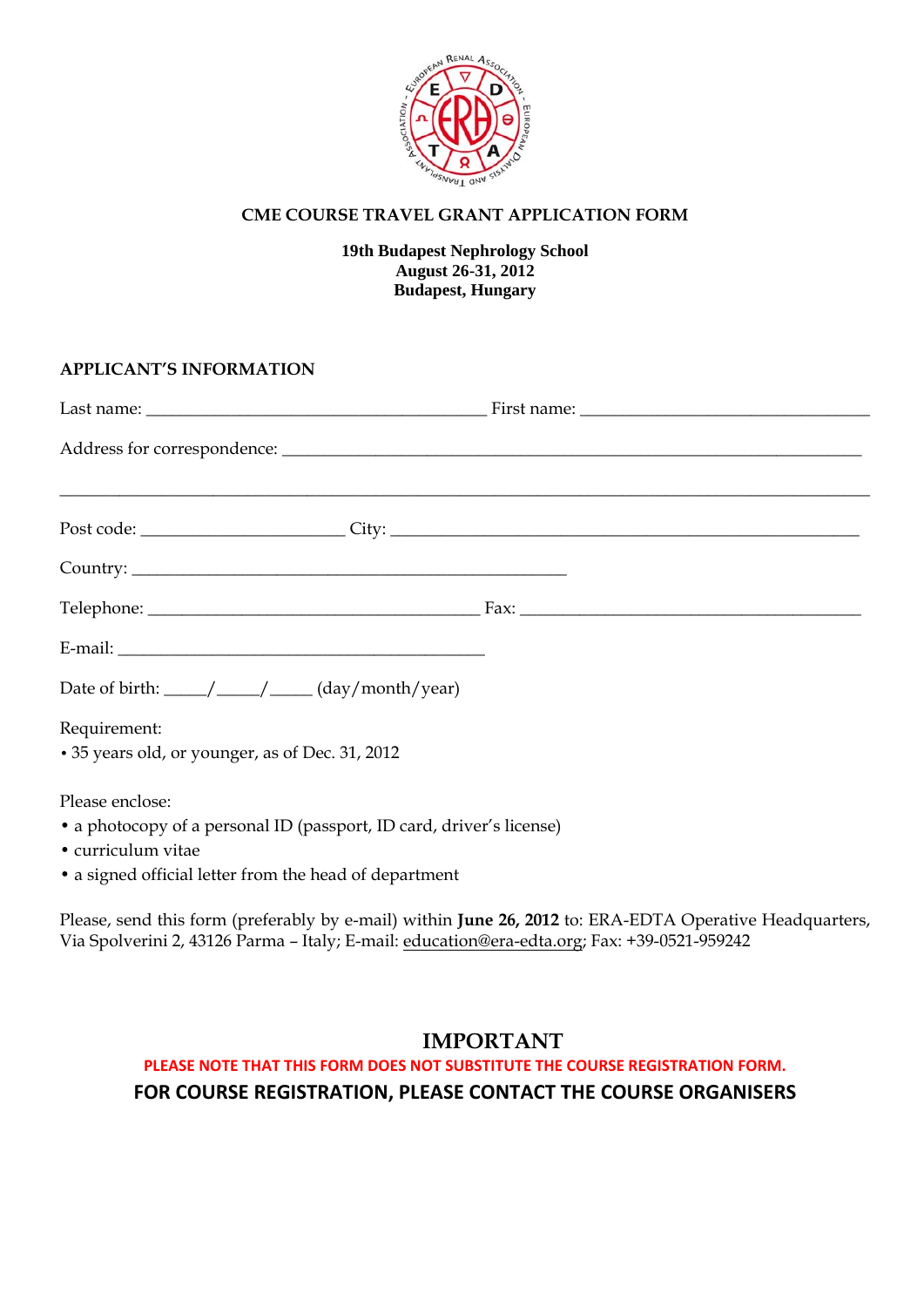## CME COURSE TRAVEL GRANT APPLICATION FORM

**19th Budapest Nephrology School**
**August 26-31, 2012**
**Budapest, Hungary**

### APPLICANT'S INFORMATION

Last name: ________________________________________ First name: __________________________________

Address for correspondence: ____________________________________________________________________

_______________________________________________________________________________________________

Post code: ________________________ City: _______________________________________________________

Country: ___________________________________________________

Telephone: _______________________________________ Fax: ________________________________________

E-mail: ____________________________________________

Date of birth: _____/_____/_____ (day/month/year)

Requirement:

- 35 years old, or younger, as of Dec. 31, 2012

Please enclose:

- a photocopy of a personal ID (passport, ID card, driver's license)
- curriculum vitae
- a signed official letter from the head of department

Please, send this form (preferably by e-mail) within **June 26, 2012** to: ERA-EDTA Operative Headquarters, Via Spolverini 2, 43126 Parma – Italy; E-mail: education@era-edta.org; Fax: +39-0521-959242

## IMPORTANT

**PLEASE NOTE THAT THIS FORM DOES NOT SUBSTITUTE THE COURSE REGISTRATION FORM.**

**FOR COURSE REGISTRATION, PLEASE CONTACT THE COURSE ORGANISERS**